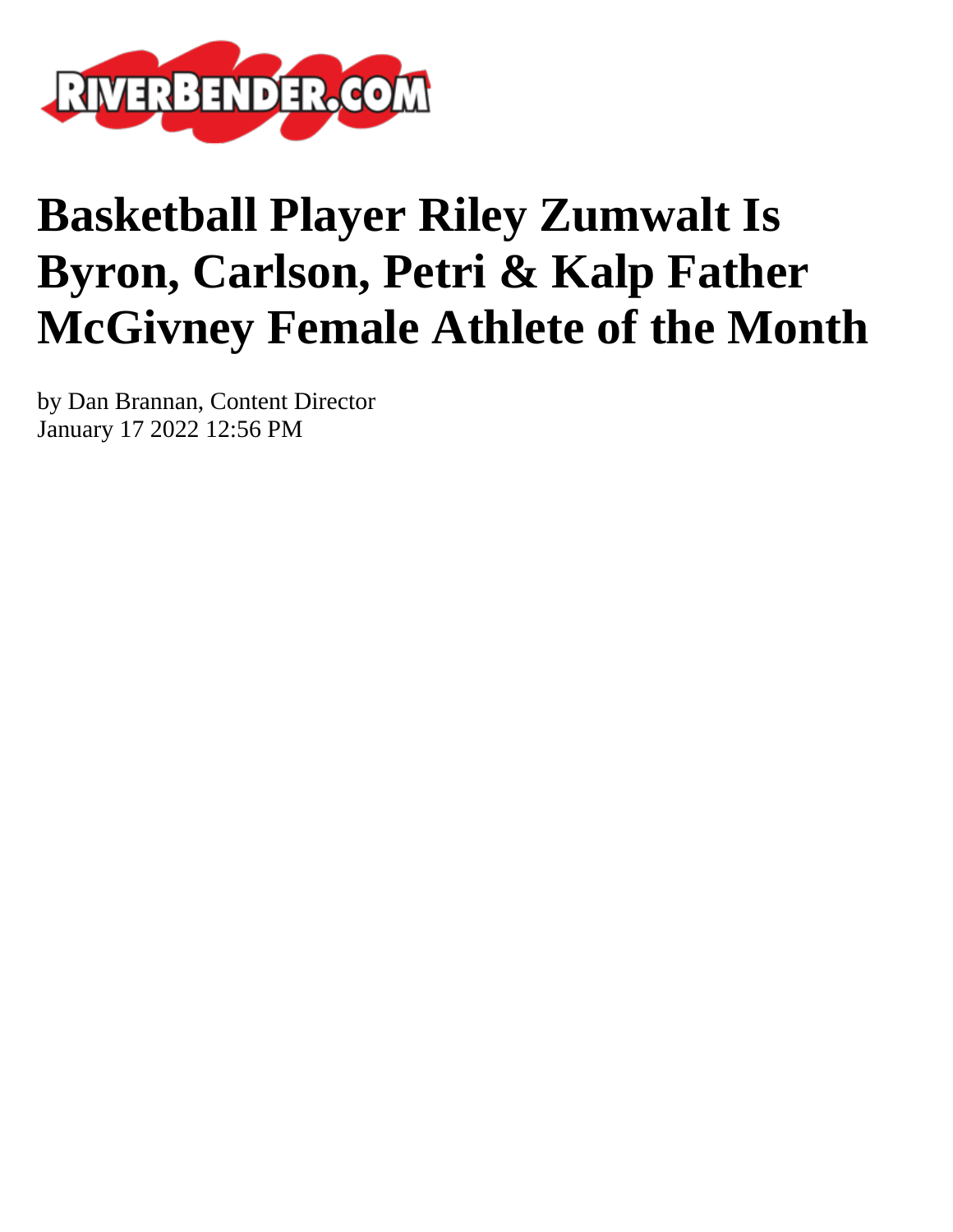RIVERBENDER.COM

# Basketball Player Riley Zumwalt Is Byron, Carlson, Petri & Kalp Father McGivney Female Athlete of the Month

by Dan Brannan, Content Director
January 17 2022 12:56 PM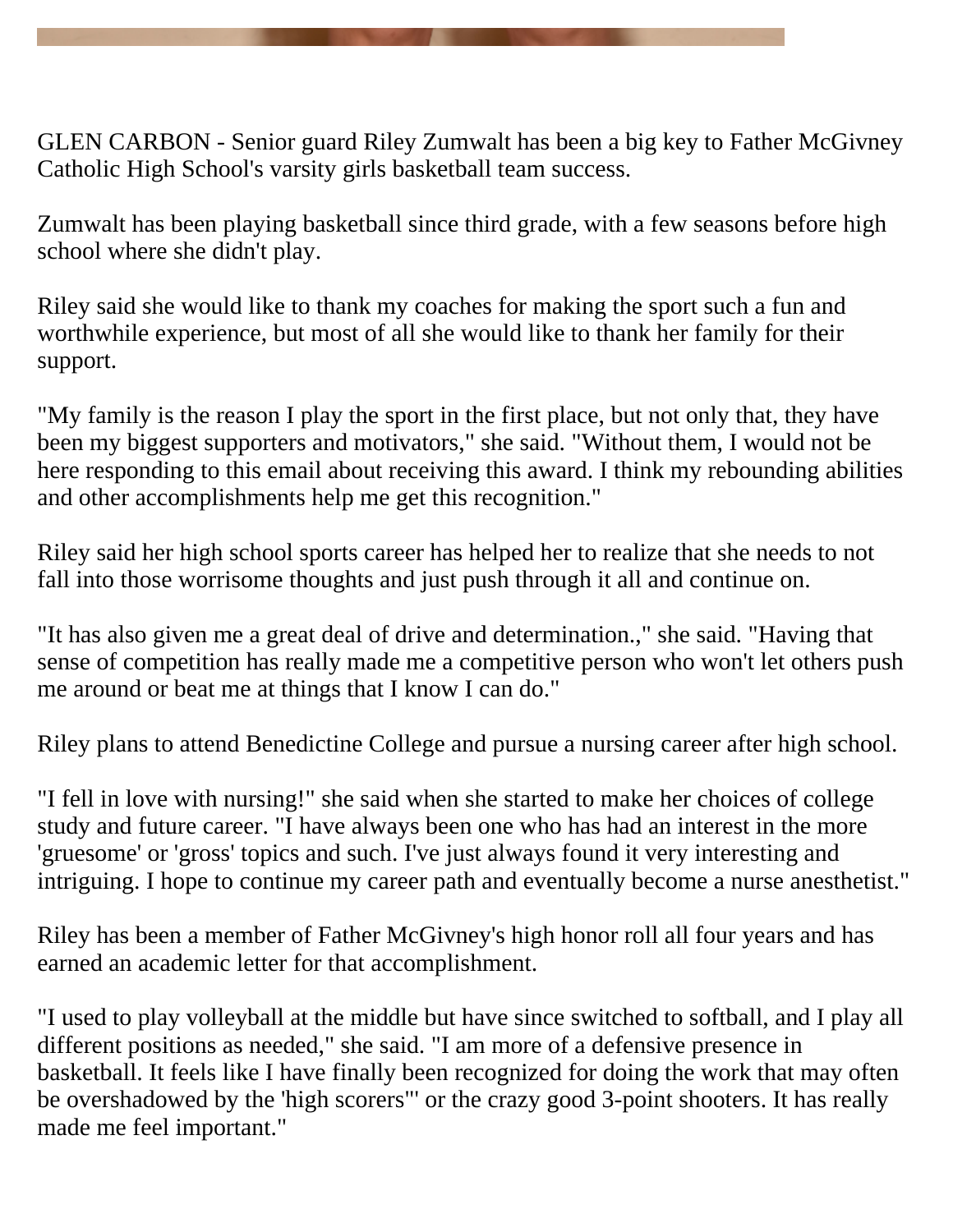GLEN CARBON - Senior guard Riley Zumwalt has been a big key to Father McGivney Catholic High School's varsity girls basketball team success.

Zumwalt has been playing basketball since third grade, with a few seasons before high school where she didn't play.

Riley said she would like to thank my coaches for making the sport such a fun and worthwhile experience, but most of all she would like to thank her family for their support.

"My family is the reason I play the sport in the first place, but not only that, they have been my biggest supporters and motivators," she said. "Without them, I would not be here responding to this email about receiving this award. I think my rebounding abilities and other accomplishments help me get this recognition."

Riley said her high school sports career has helped her to realize that she needs to not fall into those worrisome thoughts and just push through it all and continue on.

"It has also given me a great deal of drive and determination.," she said. "Having that sense of competition has really made me a competitive person who won't let others push me around or beat me at things that I know I can do."

Riley plans to attend Benedictine College and pursue a nursing career after high school.

"I fell in love with nursing!" she said when she started to make her choices of college study and future career. "I have always been one who has had an interest in the more 'gruesome' or 'gross' topics and such. I've just always found it very interesting and intriguing. I hope to continue my career path and eventually become a nurse anesthetist."

Riley has been a member of Father McGivney's high honor roll all four years and has earned an academic letter for that accomplishment.

"I used to play volleyball at the middle but have since switched to softball, and I play all different positions as needed," she said. "I am more of a defensive presence in basketball. It feels like I have finally been recognized for doing the work that may often be overshadowed by the 'high scorers'" or the crazy good 3-point shooters. It has really made me feel important."